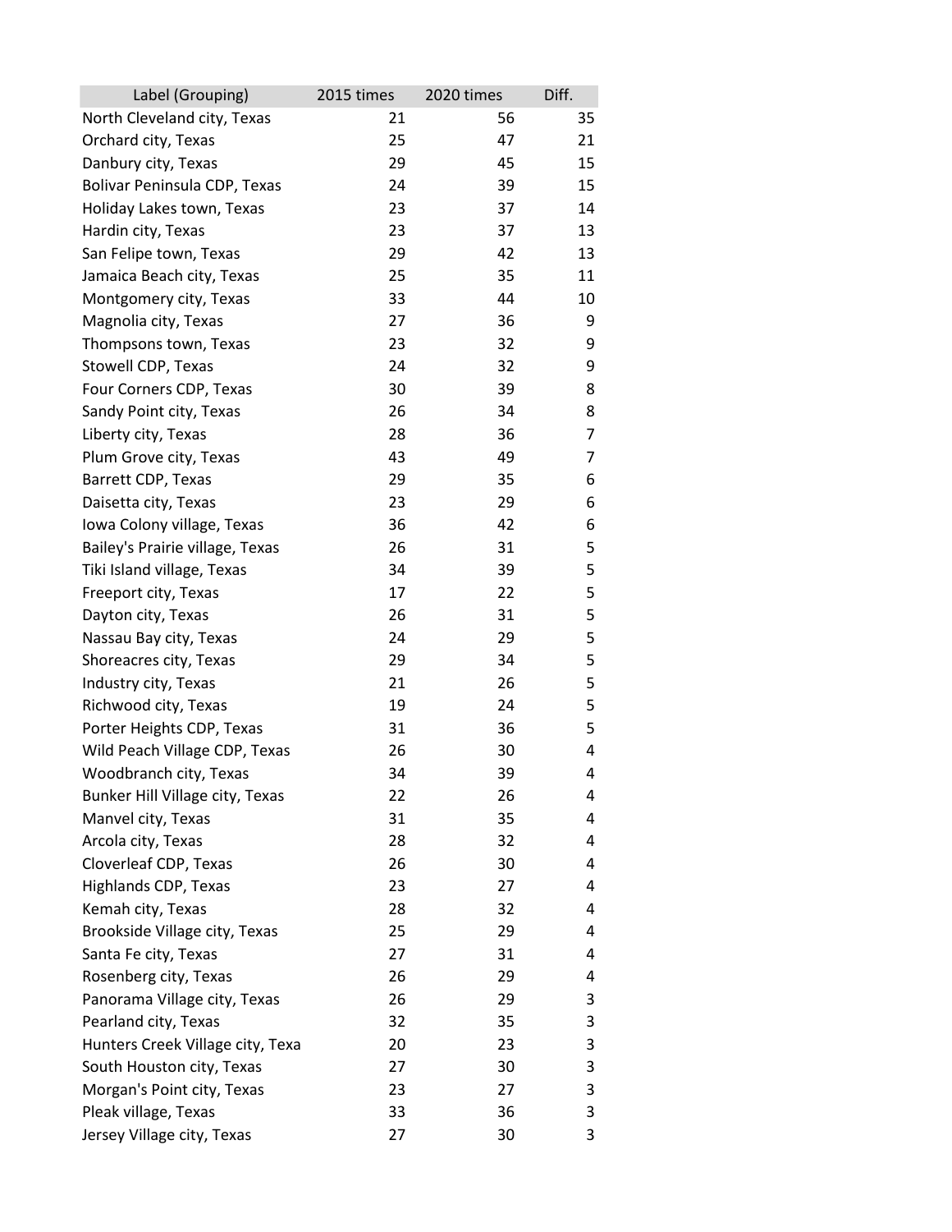| Label (Grouping) | 2015 times | 2020 times | Diff. |
|---|---|---|---|
| North Cleveland city, Texas | 21 | 56 | 35 |
| Orchard city, Texas | 25 | 47 | 21 |
| Danbury city, Texas | 29 | 45 | 15 |
| Bolivar Peninsula CDP, Texas | 24 | 39 | 15 |
| Holiday Lakes town, Texas | 23 | 37 | 14 |
| Hardin city, Texas | 23 | 37 | 13 |
| San Felipe town, Texas | 29 | 42 | 13 |
| Jamaica Beach city, Texas | 25 | 35 | 11 |
| Montgomery city, Texas | 33 | 44 | 10 |
| Magnolia city, Texas | 27 | 36 | 9 |
| Thompsons town, Texas | 23 | 32 | 9 |
| Stowell CDP, Texas | 24 | 32 | 9 |
| Four Corners CDP, Texas | 30 | 39 | 8 |
| Sandy Point city, Texas | 26 | 34 | 8 |
| Liberty city, Texas | 28 | 36 | 7 |
| Plum Grove city, Texas | 43 | 49 | 7 |
| Barrett CDP, Texas | 29 | 35 | 6 |
| Daisetta city, Texas | 23 | 29 | 6 |
| Iowa Colony village, Texas | 36 | 42 | 6 |
| Bailey's Prairie village, Texas | 26 | 31 | 5 |
| Tiki Island village, Texas | 34 | 39 | 5 |
| Freeport city, Texas | 17 | 22 | 5 |
| Dayton city, Texas | 26 | 31 | 5 |
| Nassau Bay city, Texas | 24 | 29 | 5 |
| Shoreacres city, Texas | 29 | 34 | 5 |
| Industry city, Texas | 21 | 26 | 5 |
| Richwood city, Texas | 19 | 24 | 5 |
| Porter Heights CDP, Texas | 31 | 36 | 5 |
| Wild Peach Village CDP, Texas | 26 | 30 | 4 |
| Woodbranch city, Texas | 34 | 39 | 4 |
| Bunker Hill Village city, Texas | 22 | 26 | 4 |
| Manvel city, Texas | 31 | 35 | 4 |
| Arcola city, Texas | 28 | 32 | 4 |
| Cloverleaf CDP, Texas | 26 | 30 | 4 |
| Highlands CDP, Texas | 23 | 27 | 4 |
| Kemah city, Texas | 28 | 32 | 4 |
| Brookside Village city, Texas | 25 | 29 | 4 |
| Santa Fe city, Texas | 27 | 31 | 4 |
| Rosenberg city, Texas | 26 | 29 | 4 |
| Panorama Village city, Texas | 26 | 29 | 3 |
| Pearland city, Texas | 32 | 35 | 3 |
| Hunters Creek Village city, Texa | 20 | 23 | 3 |
| South Houston city, Texas | 27 | 30 | 3 |
| Morgan's Point city, Texas | 23 | 27 | 3 |
| Pleak village, Texas | 33 | 36 | 3 |
| Jersey Village city, Texas | 27 | 30 | 3 |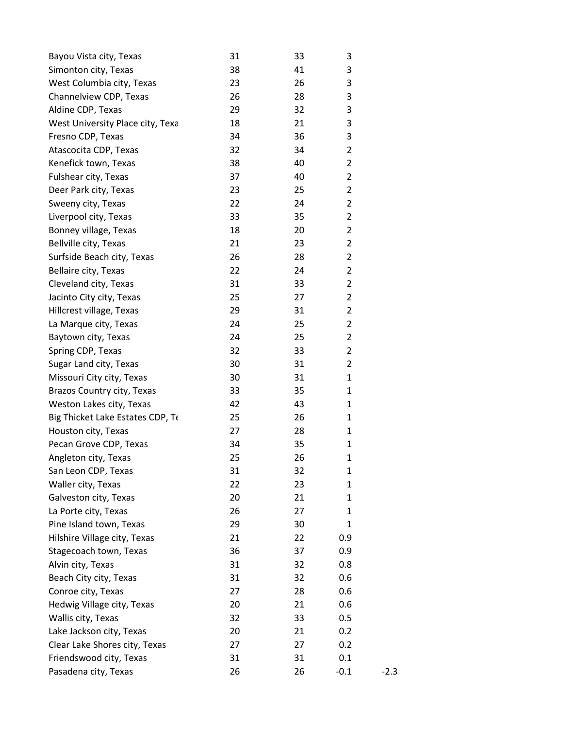| | | | | |
|---|---|---|---|---|
| Bayou Vista city, Texas | 31 | 33 | 3 | |
| Simonton city, Texas | 38 | 41 | 3 | |
| West Columbia city, Texas | 23 | 26 | 3 | |
| Channelview CDP, Texas | 26 | 28 | 3 | |
| Aldine CDP, Texas | 29 | 32 | 3 | |
| West University Place city, Texa | 18 | 21 | 3 | |
| Fresno CDP, Texas | 34 | 36 | 3 | |
| Atascocita CDP, Texas | 32 | 34 | 2 | |
| Kenefick town, Texas | 38 | 40 | 2 | |
| Fulshear city, Texas | 37 | 40 | 2 | |
| Deer Park city, Texas | 23 | 25 | 2 | |
| Sweeny city, Texas | 22 | 24 | 2 | |
| Liverpool city, Texas | 33 | 35 | 2 | |
| Bonney village, Texas | 18 | 20 | 2 | |
| Bellville city, Texas | 21 | 23 | 2 | |
| Surfside Beach city, Texas | 26 | 28 | 2 | |
| Bellaire city, Texas | 22 | 24 | 2 | |
| Cleveland city, Texas | 31 | 33 | 2 | |
| Jacinto City city, Texas | 25 | 27 | 2 | |
| Hillcrest village, Texas | 29 | 31 | 2 | |
| La Marque city, Texas | 24 | 25 | 2 | |
| Baytown city, Texas | 24 | 25 | 2 | |
| Spring CDP, Texas | 32 | 33 | 2 | |
| Sugar Land city, Texas | 30 | 31 | 2 | |
| Missouri City city, Texas | 30 | 31 | 1 | |
| Brazos Country city, Texas | 33 | 35 | 1 | |
| Weston Lakes city, Texas | 42 | 43 | 1 | |
| Big Thicket Lake Estates CDP, Te | 25 | 26 | 1 | |
| Houston city, Texas | 27 | 28 | 1 | |
| Pecan Grove CDP, Texas | 34 | 35 | 1 | |
| Angleton city, Texas | 25 | 26 | 1 | |
| San Leon CDP, Texas | 31 | 32 | 1 | |
| Waller city, Texas | 22 | 23 | 1 | |
| Galveston city, Texas | 20 | 21 | 1 | |
| La Porte city, Texas | 26 | 27 | 1 | |
| Pine Island town, Texas | 29 | 30 | 1 | |
| Hilshire Village city, Texas | 21 | 22 | 0.9 | |
| Stagecoach town, Texas | 36 | 37 | 0.9 | |
| Alvin city, Texas | 31 | 32 | 0.8 | |
| Beach City city, Texas | 31 | 32 | 0.6 | |
| Conroe city, Texas | 27 | 28 | 0.6 | |
| Hedwig Village city, Texas | 20 | 21 | 0.6 | |
| Wallis city, Texas | 32 | 33 | 0.5 | |
| Lake Jackson city, Texas | 20 | 21 | 0.2 | |
| Clear Lake Shores city, Texas | 27 | 27 | 0.2 | |
| Friendswood city, Texas | 31 | 31 | 0.1 | |
| Pasadena city, Texas | 26 | 26 | -0.1 | -2.3 |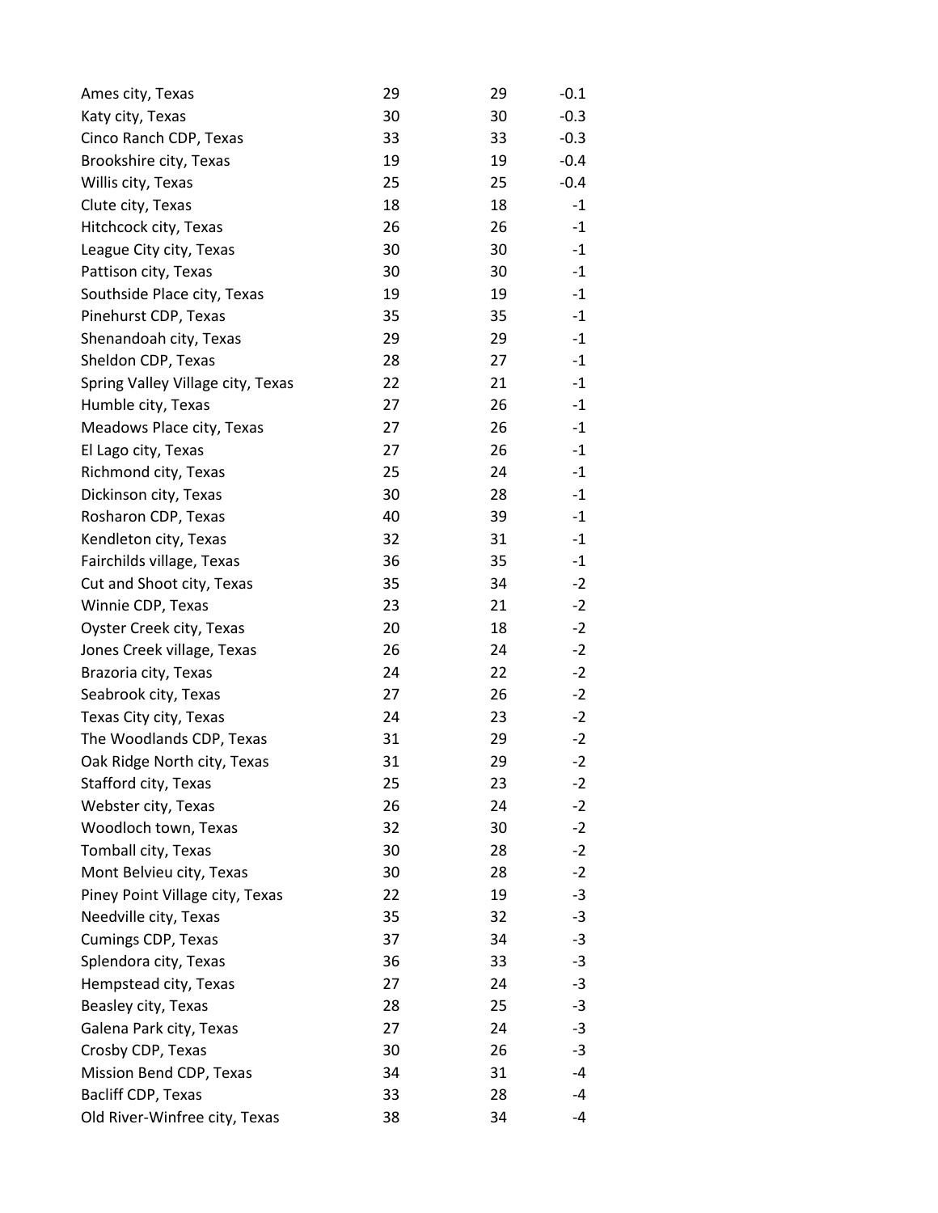| | | | |
|---|---|---|---|
| Ames city, Texas | 29 | 29 | -0.1 |
| Katy city, Texas | 30 | 30 | -0.3 |
| Cinco Ranch CDP, Texas | 33 | 33 | -0.3 |
| Brookshire city, Texas | 19 | 19 | -0.4 |
| Willis city, Texas | 25 | 25 | -0.4 |
| Clute city, Texas | 18 | 18 | -1 |
| Hitchcock city, Texas | 26 | 26 | -1 |
| League City city, Texas | 30 | 30 | -1 |
| Pattison city, Texas | 30 | 30 | -1 |
| Southside Place city, Texas | 19 | 19 | -1 |
| Pinehurst CDP, Texas | 35 | 35 | -1 |
| Shenandoah city, Texas | 29 | 29 | -1 |
| Sheldon CDP, Texas | 28 | 27 | -1 |
| Spring Valley Village city, Texas | 22 | 21 | -1 |
| Humble city, Texas | 27 | 26 | -1 |
| Meadows Place city, Texas | 27 | 26 | -1 |
| El Lago city, Texas | 27 | 26 | -1 |
| Richmond city, Texas | 25 | 24 | -1 |
| Dickinson city, Texas | 30 | 28 | -1 |
| Rosharon CDP, Texas | 40 | 39 | -1 |
| Kendleton city, Texas | 32 | 31 | -1 |
| Fairchilds village, Texas | 36 | 35 | -1 |
| Cut and Shoot city, Texas | 35 | 34 | -2 |
| Winnie CDP, Texas | 23 | 21 | -2 |
| Oyster Creek city, Texas | 20 | 18 | -2 |
| Jones Creek village, Texas | 26 | 24 | -2 |
| Brazoria city, Texas | 24 | 22 | -2 |
| Seabrook city, Texas | 27 | 26 | -2 |
| Texas City city, Texas | 24 | 23 | -2 |
| The Woodlands CDP, Texas | 31 | 29 | -2 |
| Oak Ridge North city, Texas | 31 | 29 | -2 |
| Stafford city, Texas | 25 | 23 | -2 |
| Webster city, Texas | 26 | 24 | -2 |
| Woodloch town, Texas | 32 | 30 | -2 |
| Tomball city, Texas | 30 | 28 | -2 |
| Mont Belvieu city, Texas | 30 | 28 | -2 |
| Piney Point Village city, Texas | 22 | 19 | -3 |
| Needville city, Texas | 35 | 32 | -3 |
| Cumings CDP, Texas | 37 | 34 | -3 |
| Splendora city, Texas | 36 | 33 | -3 |
| Hempstead city, Texas | 27 | 24 | -3 |
| Beasley city, Texas | 28 | 25 | -3 |
| Galena Park city, Texas | 27 | 24 | -3 |
| Crosby CDP, Texas | 30 | 26 | -3 |
| Mission Bend CDP, Texas | 34 | 31 | -4 |
| Bacliff CDP, Texas | 33 | 28 | -4 |
| Old River-Winfree city, Texas | 38 | 34 | -4 |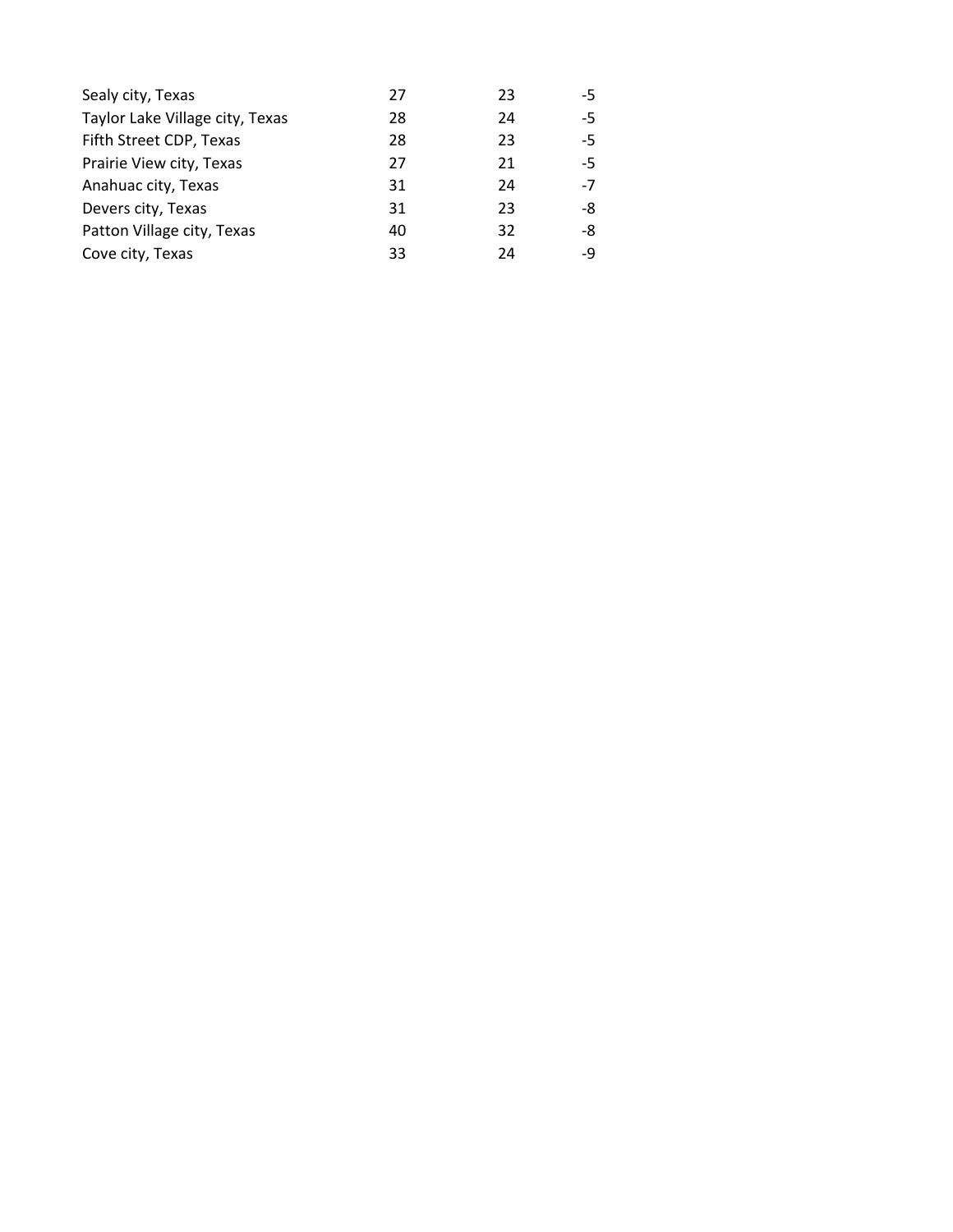| | | | |
|---|---|---|---|
| Sealy city, Texas | 27 | 23 | -5 |
| Taylor Lake Village city, Texas | 28 | 24 | -5 |
| Fifth Street CDP, Texas | 28 | 23 | -5 |
| Prairie View city, Texas | 27 | 21 | -5 |
| Anahuac city, Texas | 31 | 24 | -7 |
| Devers city, Texas | 31 | 23 | -8 |
| Patton Village city, Texas | 40 | 32 | -8 |
| Cove city, Texas | 33 | 24 | -9 |